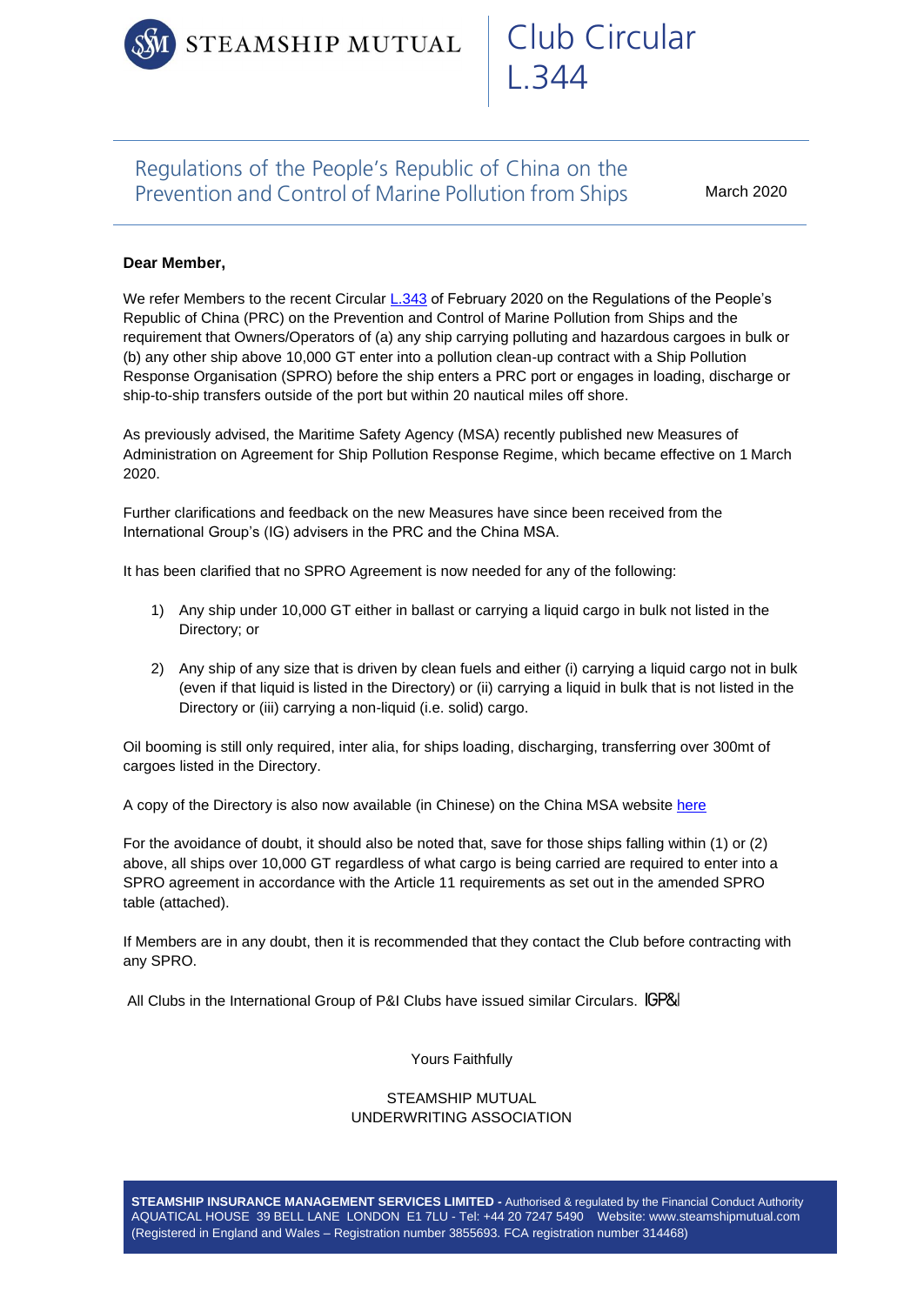# Club Circular L.344

STEAMSHIP MUTUAL

## Regulations of the People's Republic of China on the Prevention and Control of Marine Pollution from Ships

March 2020

**Dear Member,**

We refer Members to the recent Circular L.343 of February 2020 on the Regulations of the People's Republic of China (PRC) on the Prevention and Control of Marine Pollution from Ships and the requirement that Owners/Operators of (a) any ship carrying polluting and hazardous cargoes in bulk or (b) any other ship above 10,000 GT enter into a pollution clean-up contract with a Ship Pollution Response Organisation (SPRO) before the ship enters a PRC port or engages in loading, discharge or ship-to-ship transfers outside of the port but within 20 nautical miles off shore.

As previously advised, the Maritime Safety Agency (MSA) recently published new Measures of Administration on Agreement for Ship Pollution Response Regime, which became effective on 1 March 2020.

Further clarifications and feedback on the new Measures have since been received from the International Group's (IG) advisers in the PRC and the China MSA.

It has been clarified that no SPRO Agreement is now needed for any of the following:

1) Any ship under 10,000 GT either in ballast or carrying a liquid cargo in bulk not listed in the Directory; or

2) Any ship of any size that is driven by clean fuels and either (i) carrying a liquid cargo not in bulk (even if that liquid is listed in the Directory) or (ii) carrying a liquid in bulk that is not listed in the Directory or (iii) carrying a non-liquid (i.e. solid) cargo.

Oil booming is still only required, inter alia, for ships loading, discharging, transferring over 300mt of cargoes listed in the Directory.

A copy of the Directory is also now available (in Chinese) on the China MSA website here

For the avoidance of doubt, it should also be noted that, save for those ships falling within (1) or (2) above, all ships over 10,000 GT regardless of what cargo is being carried are required to enter into a SPRO agreement in accordance with the Article 11 requirements as set out in the amended SPRO table (attached).

If Members are in any doubt, then it is recommended that they contact the Club before contracting with any SPRO.

All Clubs in the International Group of P&I Clubs have issued similar Circulars. IGP&I

Yours Faithfully

STEAMSHIP MUTUAL
UNDERWRITING ASSOCIATION

**STEAMSHIP INSURANCE MANAGEMENT SERVICES LIMITED -** Authorised & regulated by the Financial Conduct Authority
AQUATICAL HOUSE 39 BELL LANE LONDON E1 7LU - Tel: +44 20 7247 5490 Website: www.steamshipmutual.com
(Registered in England and Wales – Registration number 3855693. FCA registration number 314468)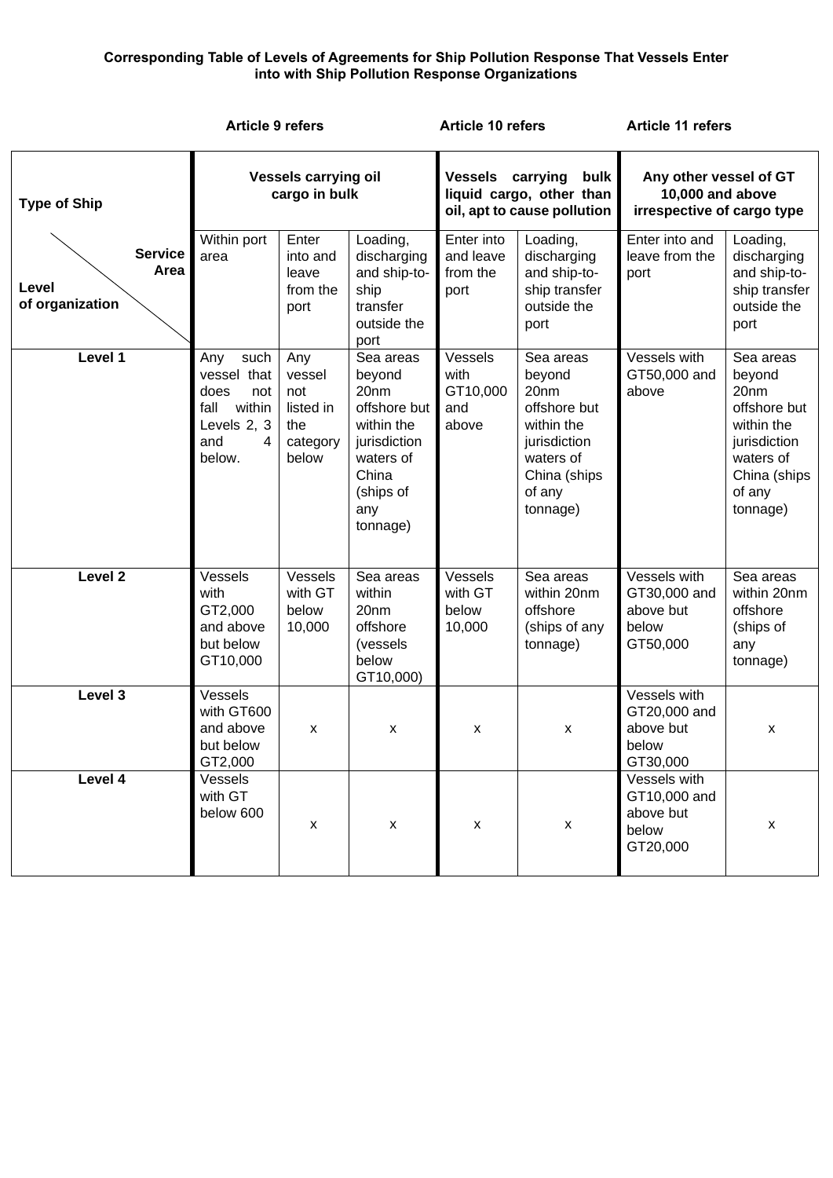**Corresponding Table of Levels of Agreements for Ship Pollution Response That Vessels Enter into with Ship Pollution Response Organizations**

| | Article 9 refers | | | Article 10 refers | | Article 11 refers | |
|---|---|---|---|---|---|---|---|
| **Type of Ship** | **Vessels carrying oil cargo in bulk** | | | **Vessels carrying bulk liquid cargo, other than oil, apt to cause pollution** | | **Any other vessel of GT 10,000 and above irrespective of cargo type** | |
| **Service Area** / **Level of organization** | Within port area | Enter into and leave from the port | Loading, discharging and ship-to-ship transfer outside the port | Enter into and leave from the port | Loading, discharging and ship-to-ship transfer outside the port | Enter into and leave from the port | Loading, discharging and ship-to-ship transfer outside the port |
| **Level 1** | Any such vessel that does not fall within Levels 2, 3 and 4 below. | Any vessel not listed in the category below | Sea areas beyond 20nm offshore but within the jurisdiction waters of China (ships of any tonnage) | Vessels with GT10,000 and above | Sea areas beyond 20nm offshore but within the jurisdiction waters of China (ships of any tonnage) | Vessels with GT50,000 and above | Sea areas beyond 20nm offshore but within the jurisdiction waters of China (ships of any tonnage) |
| **Level 2** | Vessels with GT2,000 and above but below GT10,000 | Vessels with GT below 10,000 | Sea areas within 20nm offshore (vessels below GT10,000) | Vessels with GT below 10,000 | Sea areas within 20nm offshore (ships of any tonnage) | Vessels with GT30,000 and above but below GT50,000 | Sea areas within 20nm offshore (ships of any tonnage) |
| **Level 3** | Vessels with GT600 and above but below GT2,000 | x | x | x | x | Vessels with GT20,000 and above but below GT30,000 | x |
| **Level 4** | Vessels with GT below 600 | x | x | x | x | Vessels with GT10,000 and above but below GT20,000 | x |